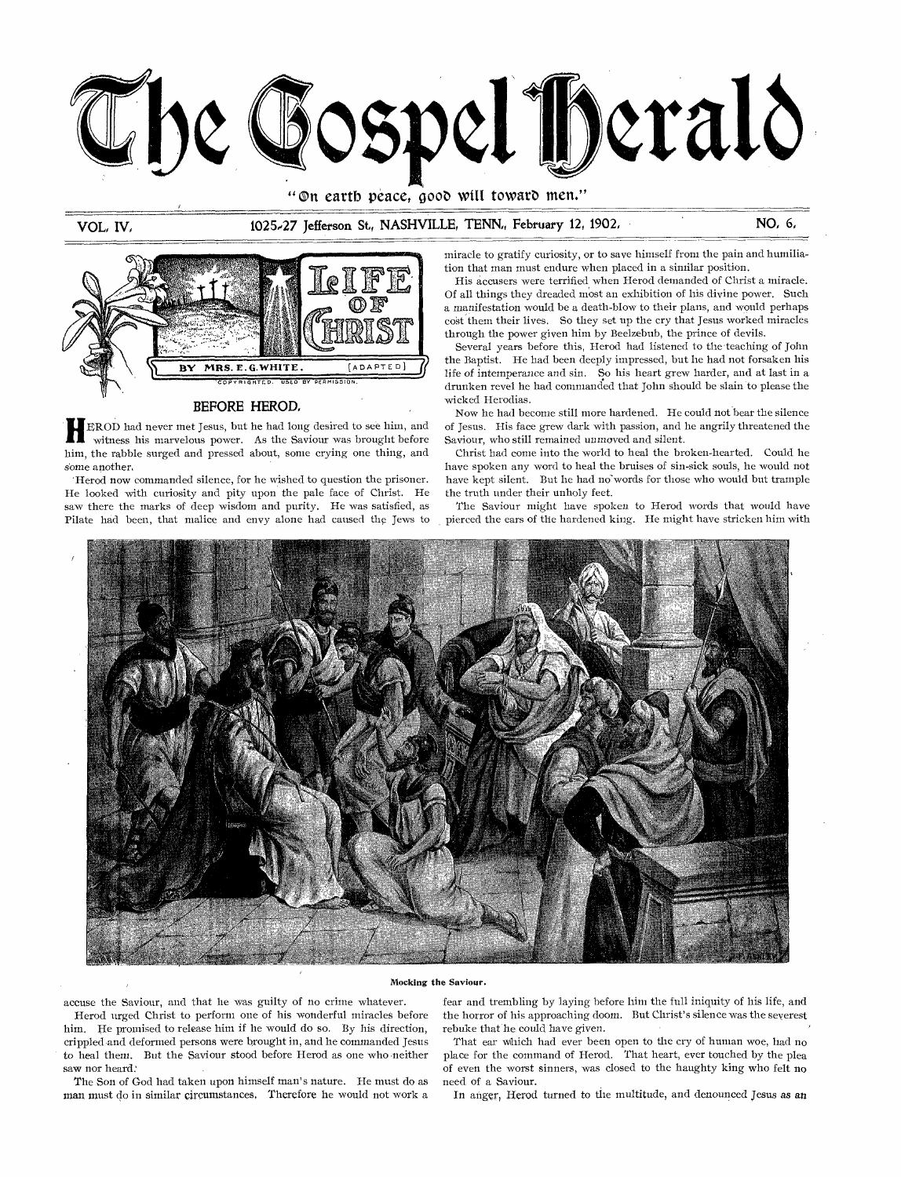# The Gospel Herald

"On earth peace, good will toward men."

VOL. IV. 1025-27 Jefferson St., NASHVILLE, TENN., February 12, 1902. NO. 6.

## LIFE OF CHRIST

BY MRS. E. G. WHITE. [ADAPTED]

COPYRIGHTED. USED BY PERMISSION.

### BEFORE HEROD.

HEROD had never met Jesus, but he had long desired to see him, and witness his marvelous power. As the Saviour was brought before him, the rabble surged and pressed about, some crying one thing, and some another.

Herod now commanded silence, for he wished to question the prisoner. He looked with curiosity and pity upon the pale face of Christ. He saw there the marks of deep wisdom and purity. He was satisfied, as Pilate had been, that malice and envy alone had caused the Jews to accuse the Saviour, and that he was guilty of no crime whatever.

Herod urged Christ to perform one of his wonderful miracles before him. He promised to release him if he would do so. By his direction, crippled and deformed persons were brought in, and he commanded Jesus to heal them. But the Saviour stood before Herod as one who neither saw nor heard.

The Son of God had taken upon himself man's nature. He must do as man must do in similar circumstances. Therefore he would not work a miracle to gratify curiosity, or to save himself from the pain and humiliation that man must endure when placed in a similar position.

His accusers were terrified when Herod demanded of Christ a miracle. Of all things they dreaded most an exhibition of his divine power. Such a manifestation would be a death-blow to their plans, and would perhaps cost them their lives. So they set up the cry that Jesus worked miracles through the power given him by Beelzebub, the prince of devils.

Several years before this, Herod had listened to the teaching of John the Baptist. He had been deeply impressed, but he had not forsaken his life of intemperance and sin. So his heart grew harder, and at last in a drunken revel he had commanded that John should be slain to please the wicked Herodias.

Now he had become still more hardened. He could not bear the silence of Jesus. His face grew dark with passion, and he angrily threatened the Saviour, who still remained unmoved and silent.

Christ had come into the world to heal the broken-hearted. Could he have spoken any word to heal the bruises of sin-sick souls, he would not have kept silent. But he had no words for those who would but trample the truth under their unholy feet.

The Saviour might have spoken to Herod words that would have pierced the ears of the hardened king. He might have stricken him with fear and trembling by laying before him the full iniquity of his life, and the horror of his approaching doom. But Christ's silence was the severest rebuke that he could have given.

That ear which had ever been open to the cry of human woe, had no place for the command of Herod. That heart, ever touched by the plea of even the worst sinners, was closed to the haughty king who felt no need of a Saviour.

In anger, Herod turned to the multitude, and denounced Jesus as an

Mocking the Saviour.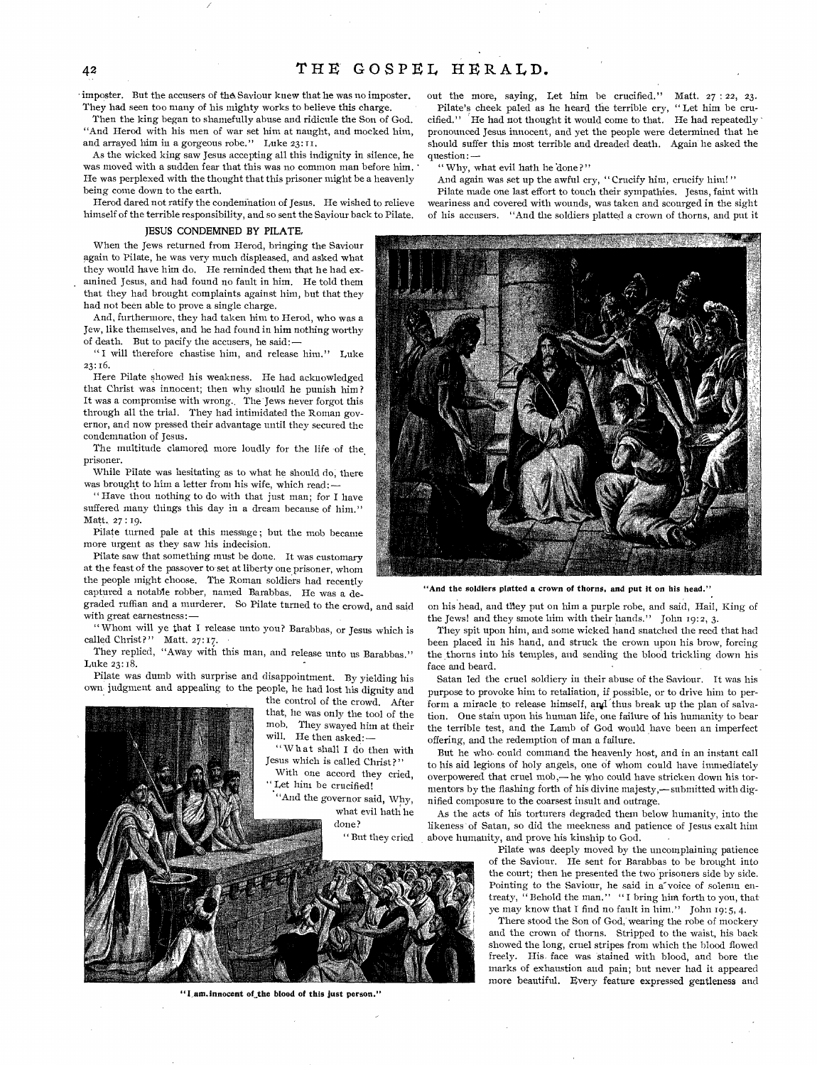imposter. But the accusers of the Saviour knew that he was no imposter. They had seen too many of his mighty works to believe this charge.

Then the king began to shamefully abuse and ridicule the Son of God. "And Herod with his men of war set him at naught, and mocked him, and arrayed him in a gorgeous robe." Luke 23:11.

As the wicked king saw Jesus accepting all this indignity in silence, he was moved with a sudden fear that this was no common man before him. He was perplexed with the thought that this prisoner might be a heavenly being come down to the earth.

Herod dared not ratify the condemnation of Jesus. He wished to relieve himself of the terrible responsibility, and so sent the Saviour back to Pilate.

### JESUS CONDEMNED BY PILATE.

When the Jews returned from Herod, bringing the Saviour again to Pilate, he was very much displeased, and asked what they would have him do. He reminded them that he had examined Jesus, and had found no fault in him. He told them that they had brought complaints against him, but that they had not been able to prove a single charge.

And, furthermore, they had taken him to Herod, who was a Jew, like themselves, and he had found in him nothing worthy of death. But to pacify the accusers, he said:—

"I will therefore chastise him, and release him." Luke 23:16.

Here Pilate showed his weakness. He had acknowledged that Christ was innocent; then why should he punish him? It was a compromise with wrong. The Jews never forgot this through all the trial. They had intimidated the Roman governor, and now pressed their advantage until they secured the condemnation of Jesus.

The multitude clamored more loudly for the life of the prisoner.

While Pilate was hesitating as to what he should do, there was brought to him a letter from his wife, which read:—

"Have thou nothing to do with that just man; for I have suffered many things this day in a dream because of him." Matt. 27:19.

Pilate turned pale at this message; but the mob became more urgent as they saw his indecision.

Pilate saw that something must be done. It was customary at the feast of the passover to set at liberty one prisoner, whom the people might choose. The Roman soldiers had recently captured a notable robber, named Barabbas. He was a degraded ruffian and a murderer. So Pilate turned to the crowd, and said with great earnestness:—

"Whom will ye that I release unto you? Barabbas, or Jesus which is called Christ?" Matt. 27:17.

They replied, "Away with this man, and release unto us Barabbas." Luke 23:18.

Pilate was dumb with surprise and disappointment. By yielding his own judgment and appealing to the people, he had lost his dignity and the control of the crowd. After that, he was only the tool of the mob. They swayed him at their will. He then asked:—

"What shall I do then with Jesus which is called Christ?"

With one accord they cried, "Let him be crucified!

"And the governor said, Why, what evil hath he done?

"But they cried out the more, saying, Let him be crucified." Matt. 27:22, 23.

"I am innocent of the blood of this just person."

Pilate's cheek paled as he heard the terrible cry, "Let him be crucified." He had not thought it would come to that. He had repeatedly pronounced Jesus innocent, and yet the people were determined that he should suffer this most terrible and dreaded death. Again he asked the question:—

"Why, what evil hath he done?"

And again was set up the awful cry, "Crucify him, crucify him!"

Pilate made one last effort to touch their sympathies. Jesus, faint with weariness and covered with wounds, was taken and scourged in the sight of his accusers. "And the soldiers platted a crown of thorns, and put it on his head, and they put on him a purple robe, and said, Hail, King of the Jews! and they smote him with their hands." John 19:2, 3.

"And the soldiers platted a crown of thorns, and put it on his head."

They spit upon him, and some wicked hand snatched the reed that had been placed in his hand, and struck the crown upon his brow, forcing the thorns into his temples, and sending the blood trickling down his face and beard.

Satan led the cruel soldiery in their abuse of the Saviour. It was his purpose to provoke him to retaliation, if possible, or to drive him to perform a miracle to release himself, and thus break up the plan of salvation. One stain upon his human life, one failure of his humanity to bear the terrible test, and the Lamb of God would have been an imperfect offering, and the redemption of man a failure.

But he who could command the heavenly host, and in an instant call to his aid legions of holy angels, one of whom could have immediately overpowered that cruel mob,—he who could have stricken down his tormentors by the flashing forth of his divine majesty,—submitted with dignified composure to the coarsest insult and outrage.

As the acts of his torturers degraded them below humanity, into the likeness of Satan, so did the meekness and patience of Jesus exalt him above humanity, and prove his kinship to God.

Pilate was deeply moved by the uncomplaining patience of the Saviour. He sent for Barabbas to be brought into the court; then he presented the two prisoners side by side. Pointing to the Saviour, he said in a voice of solemn entreaty, "Behold the man." "I bring him forth to you, that ye may know that I find no fault in him." John 19:5, 4.

There stood the Son of God, wearing the robe of mockery and the crown of thorns. Stripped to the waist, his back showed the long, cruel stripes from which the blood flowed freely. His face was stained with blood, and bore the marks of exhaustion and pain; but never had it appeared more beautiful. Every feature expressed gentleness and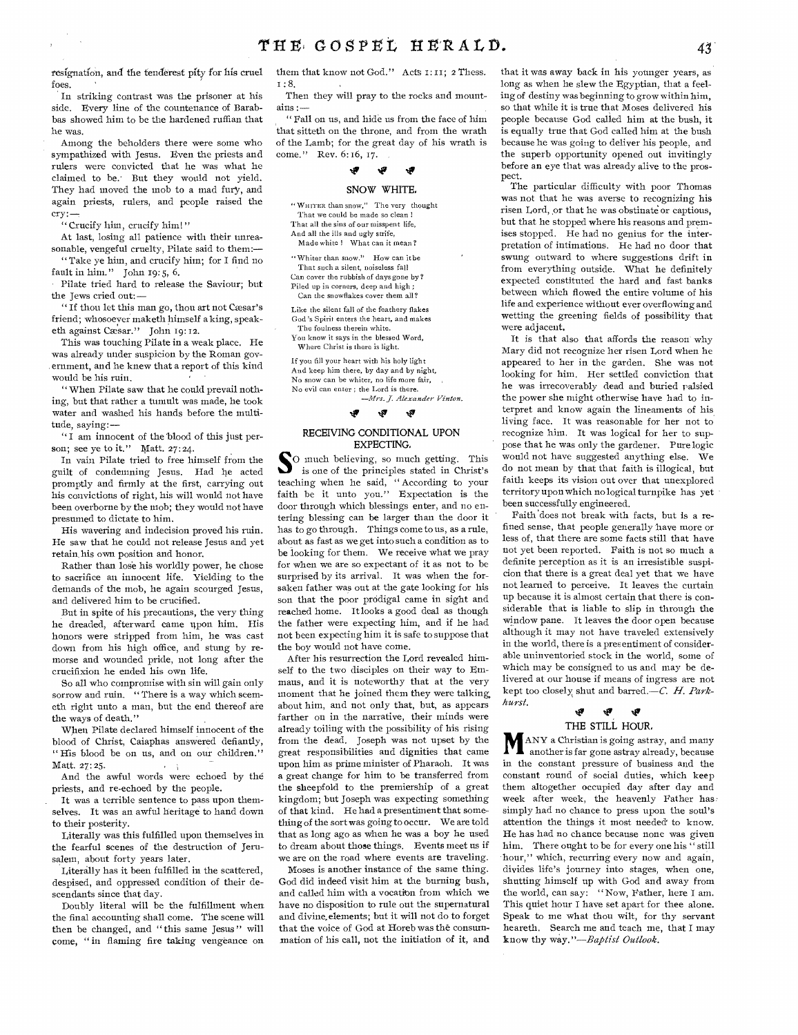resignation, and the tenderest pity for his cruel foes.

In striking contrast was the prisoner at his side. Every line of the countenance of Barabbas showed him to be the hardened ruffian that he was.

Among the beholders there were some who sympathized with Jesus. Even the priests and rulers were convicted that he was what he claimed to be. But they would not yield. They had moved the mob to a mad fury, and again priests, rulers, and people raised the cry:—

"Crucify him, crucify him!"

At last, losing all patience with their unreasonable, vengeful cruelty, Pilate said to them:—

"Take ye him, and crucify him; for I find no fault in him." John 19:5, 6.

Pilate tried hard to release the Saviour; but the Jews cried out:—

"If thou let this man go, thou art not Cæsar's friend; whosoever maketh himself a king, speaketh against Cæsar." John 19:12.

This was touching Pilate in a weak place. He was already under suspicion by the Roman government, and he knew that a report of this kind would be his ruin.

"When Pilate saw that he could prevail nothing, but that rather a tumult was made, he took water and washed his hands before the multitude, saying:—

"I am innocent of the blood of this just person; see ye to it." Matt. 27:24.

In vain Pilate tried to free himself from the guilt of condemning Jesus. Had he acted promptly and firmly at the first, carrying out his convictions of right, his will would not have been overborne by the mob; they would not have presumed to dictate to him.

His wavering and indecision proved his ruin. He saw that he could not release Jesus and yet retain his own position and honor.

Rather than lose his worldly power, he chose to sacrifice an innocent life. Yielding to the demands of the mob, he again scourged Jesus, and delivered him to be crucified.

But in spite of his precautions, the very thing he dreaded, afterward came upon him. His honors were stripped from him, he was cast down from his high office, and stung by remorse and wounded pride, not long after the crucifixion he ended his own life.

So all who compromise with sin will gain only sorrow and ruin. "There is a way which seemeth right unto a man, but the end thereof are the ways of death."

When Pilate declared himself innocent of the blood of Christ, Caiaphas answered defiantly, "His blood be on us, and on our children." Matt. 27:25.

And the awful words were echoed by the priests, and re-echoed by the people.

It was a terrible sentence to pass upon themselves. It was an awful heritage to hand down to their posterity.

Literally was this fulfilled upon themselves in the fearful scenes of the destruction of Jerusalem, about forty years later.

Literally has it been fulfilled in the scattered, despised, and oppressed condition of their descendants since that day.

Doubly literal will be the fulfillment when the final accounting shall come. The scene will then be changed, and "this same Jesus" will come, "in flaming fire taking vengeance on them that know not God." Acts 1:11; 2 Thess. 1:8.

Then they will pray to the rocks and mountains:—

"Fall on us, and hide us from the face of him that sitteth on the throne, and from the wrath of the Lamb; for the great day of his wrath is come." Rev. 6:16, 17.

## SNOW WHITE.

"WHITER than snow." The very thought
That we could be made so clean!
That all the sins of our misspent life,
And all the ills and ugly strife,
Made white! What can it mean?

"Whiter than snow." How can it be
That such a silent, noiseless fall
Can cover the rubbish of days gone by?
Piled up in corners, deep and high;
Can the snowflakes cover them all?

Like the silent fall of the feathery flakes
God's Spirit enters the heart, and makes
The foulness therein white.
You know it says in the blessed Word,
Where Christ is there is light.

If you fill your heart with his holy light
And keep him there, by day and by night,
No snow can be whiter, no life more fair,
No evil can enter; the Lord is there.

—*Mrs. J. Alexander Vinton.*

## RECEIVING CONDITIONAL UPON EXPECTING.

So much believing, so much getting. This is one of the principles stated in Christ's teaching when he said, "According to your faith be it unto you." Expectation is the door through which blessings enter, and no entering blessing can be larger than the door it has to go through. Things come to us, as a rule, about as fast as we get into such a condition as to be looking for them. We receive what we pray for when we are so expectant of it as not to be surprised by its arrival. It was when the forsaken father was out at the gate looking for his son that the poor prodigal came in sight and reached home. It looks a good deal as though the father were expecting him, and if he had not been expecting him it is safe to suppose that the boy would not have come.

After his resurrection the Lord revealed himself to the two disciples on their way to Emmaus, and it is noteworthy that at the very moment that he joined them they were talking about him, and not only that, but, as appears farther on in the narrative, their minds were already toiling with the possibility of his rising from the dead. Joseph was not upset by the great responsibilities and dignities that came upon him as prime minister of Pharaoh. It was a great change for him to be transferred from the sheepfold to the premiership of a great kingdom; but Joseph was expecting something of that kind. He had a presentiment that something of the sort was going to occur. We are told that as long ago as when he was a boy he used to dream about those things. Events meet us if we are on the road where events are traveling.

Moses is another instance of the same thing. God did indeed visit him at the burning bush, and called him with a vocation from which we have no disposition to rule out the supernatural and divine elements; but it will not do to forget that the voice of God at Horeb was the consummation of his call, not the initiation of it, and that it was away back in his younger years, as long as when he slew the Egyptian, that a feeling of destiny was beginning to grow within him, so that while it is true that Moses delivered his people because God called him at the bush, it is equally true that God called him at the bush because he was going to deliver his people, and the superb opportunity opened out invitingly before an eye that was already alive to the prospect.

The particular difficulty with poor Thomas was not that he was averse to recognizing his risen Lord, or that he was obstinate or captious, but that he stopped where his reasons and premises stopped. He had no genius for the interpretation of intimations. He had no door that swung outward to where suggestions drift in from everything outside. What he definitely expected constituted the hard and fast banks between which flowed the entire volume of his life and experience without ever overflowing and wetting the greening fields of possibility that were adjacent.

It is that also that affords the reason why Mary did not recognize her risen Lord when he appeared to her in the garden. She was not looking for him. Her settled conviction that he was irrecoverably dead and buried palsied the power she might otherwise have had to interpret and know again the lineaments of his living face. It was reasonable for her not to recognize him. It was logical for her to suppose that he was only the gardener. Pure logic would not have suggested anything else. We do not mean by that that faith is illogical, but faith keeps its vision out over that unexplored territory upon which no logical turnpike has yet been successfully engineered.

Faith does not break with facts, but is a refined sense, that people generally have more or less of, that there are some facts still that have not yet been reported. Faith is not so much a definite perception as it is an irresistible suspicion that there is a great deal yet that we have not learned to perceive. It leaves the curtain up because it is almost certain that there is considerable that is liable to slip in through the window pane. It leaves the door open because although it may not have traveled extensively in the world, there is a presentiment of considerable uninventoried stock in the world, some of which may be consigned to us and may be delivered at our house if means of ingress are not kept too closely shut and barred.—*C. H. Parkhurst.*

## THE STILL HOUR.

Many a Christian is going astray, and many another is far gone astray already, because in the constant pressure of business and the constant round of social duties, which keep them altogether occupied day after day and week after week, the heavenly Father has simply had no chance to press upon the soul's attention the things it most needed to know. He has had no chance because none was given him. There ought to be for every one his "still hour," which, recurring every now and again, divides life's journey into stages, when one, shutting himself up with God and away from the world, can say: "Now, Father, here I am. This quiet hour I have set apart for thee alone. Speak to me what thou wilt, for thy servant heareth. Search me and teach me, that I may know thy way."—*Baptist Outlook.*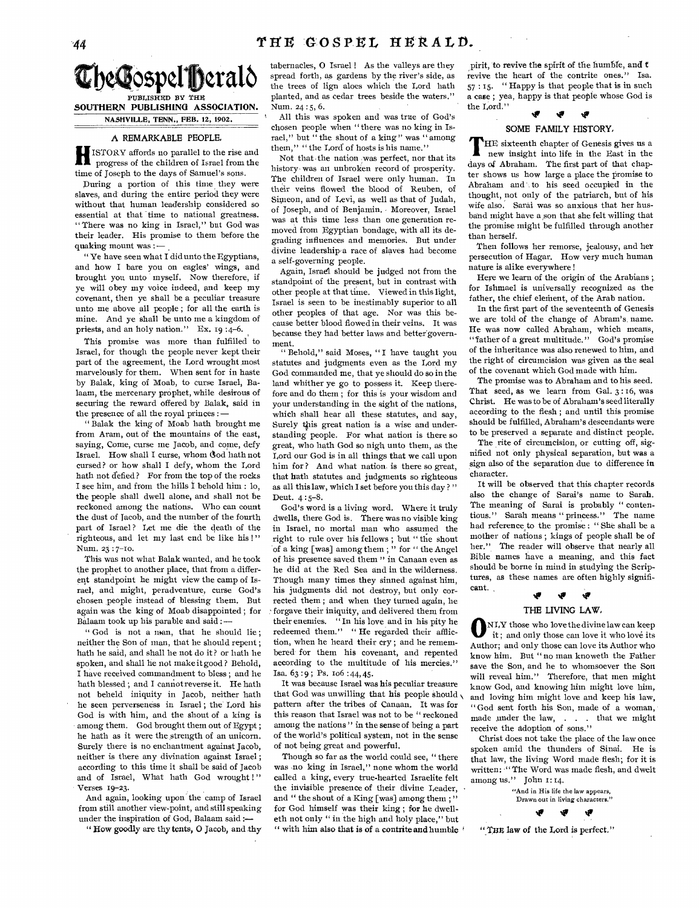# The Gospel Herald

PUBLISHED BY THE

SOUTHERN PUBLISHING ASSOCIATION.

NASHVILLE, TENN., FEB. 12, 1902.

## A REMARKABLE PEOPLE.

HISTORY affords no parallel to the rise and progress of the children of Israel from the time of Joseph to the days of Samuel's sons.

During a portion of this time they were slaves, and during the entire period they were without that human leadership considered so essential at that time to national greatness. "There was no king in Israel," but God was their leader. His promise to them before the quaking mount was:—

"Ye have seen what I did unto the Egyptians, and how I bare you on eagles' wings, and brought you unto myself. Now therefore, if ye will obey my voice indeed, and keep my covenant, then ye shall be a peculiar treasure unto me above all people; for all the earth is mine. And ye shall be unto me a kingdom of priests, and an holy nation." Ex. 19:4–6.

This promise was more than fulfilled to Israel, for though the people never kept their part of the agreement, the Lord wrought most marvelously for them. When sent for in haste by Balak, king of Moab, to curse Israel, Balaam, the mercenary prophet, while desirous of securing the reward offered by Balak, said in the presence of all the royal princes:—

"Balak the king of Moab hath brought me from Aram, out of the mountains of the east, saying, Come, curse me Jacob, and come, defy Israel. How shall I curse, whom God hath not cursed? or how shall I defy, whom the Lord hath not defied? For from the top of the rocks I see him, and from the hills I behold him: lo, the people shall dwell alone, and shall not be reckoned among the nations. Who can count the dust of Jacob, and the number of the fourth part of Israel? Let me die the death of the righteous, and let my last end be like his!" Num. 23:7–10.

This was not what Balak wanted, and he took the prophet to another place, that from a different standpoint he might view the camp of Israel, and might, peradventure, curse God's chosen people instead of blessing them. But again was the king of Moab disappointed; for Balaam took up his parable and said:—

"God is not a man, that he should lie; neither the Son of man, that he should repent; hath he said, and shall he not do it? or hath he spoken, and shall he not make it good? Behold, I have received commandment to bless; and he hath blessed; and I cannot reverse it. He hath not beheld iniquity in Jacob, neither hath he seen perverseness in Israel; the Lord his God is with him, and the shout of a king is among them. God brought them out of Egypt; he hath as it were the strength of an unicorn. Surely there is no enchantment against Jacob, neither is there any divination against Israel; according to this time it shall be said of Jacob and of Israel, What hath God wrought!" Verses 19–23.

And again, looking upon the camp of Israel from still another view-point, and still speaking under the inspiration of God, Balaam said:—

"How goodly are thy tents, O Jacob, and thy tabernacles, O Israel! As the valleys are they spread forth, as gardens by the river's side, as the trees of lign aloes which the Lord hath planted, and as cedar trees beside the waters." Num. 24:5, 6.

All this was spoken and was true of God's chosen people when "there was no king in Israel," but "the shout of a king" was "among them," "the Lord of hosts is his name."

Not that the nation was perfect, nor that its history was an unbroken record of prosperity. The children of Israel were only human. In their veins flowed the blood of Reuben, of Simeon, and of Levi, as well as that of Judah, of Joseph, and of Benjamin. Moreover, Israel was at this time less than one generation removed from Egyptian bondage, with all its degrading influences and memories. But under divine leadership a race of slaves had become a self-governing people.

Again, Israel should be judged not from the standpoint of the present, but in contrast with other people at that time. Viewed in this light, Israel is seen to be inestimably superior to all other peoples of that age. Nor was this because better blood flowed in their veins. It was because they had better laws and better government.

"Behold," said Moses, "I have taught you statutes and judgments even as the Lord my God commanded me, that ye should do so in the land whither ye go to possess it. Keep therefore and do them; for this is your wisdom and your understanding in the sight of the nations, which shall hear all these statutes, and say, Surely this great nation is a wise and understanding people. For what nation is there so great, who hath God so nigh unto them, as the Lord our God is in all things that we call upon him for? And what nation is there so great, that hath statutes and judgments so righteous as all this law, which I set before you this day?" Deut. 4:5–8.

God's word is a living word. Where it truly dwells, there God is. There was no visible king in Israel, no mortal man who assumed the right to rule over his fellows; but "the shout of a king [was] among them;" for "the Angel of his presence saved them" in Canaan even as he did at the Red Sea and in the wilderness. Though many times they sinned against him, his judgments did not destroy, but only corrected them; and when they turned again, he forgave their iniquity, and delivered them from their enemies. "In his love and in his pity he redeemed them." "He regarded their affliction, when he heard their cry; and he remembered for them his covenant, and repented according to the multitude of his mercies." Isa. 63:9; Ps. 106:44, 45.

It was because Israel was his peculiar treasure that God was unwilling that his people should pattern after the tribes of Canaan. It was for this reason that Israel was not to be "reckoned among the nations" in the sense of being a part of the world's political system, not in the sense of not being great and powerful.

Though so far as the world could see, "there was no king in Israel," none whom the world called a king, every true-hearted Israelite felt the invisible presence of their divine Leader, and "the shout of a King [was] among them;" for God himself was their king; for he dwelleth not only "in the high and holy place," but "with him also that is of a contrite and humble spirit, to revive the spirit of the humble, and to revive the heart of the contrite ones." Isa. 57:15. "Happy is that people that is in such a case; yea, happy is that people whose God is the Lord."

## SOME FAMILY HISTORY.

THE sixteenth chapter of Genesis gives us a new insight into life in the East in the days of Abraham. The first part of that chapter shows us how large a place the promise to Abraham and to his seed occupied in the thought, not only of the patriarch, but of his wife also. Sarai was so anxious that her husband might have a son that she felt willing that the promise might be fulfilled through another than herself.

Then follows her remorse, jealousy, and her persecution of Hagar. How very much human nature is alike everywhere!

Here we learn of the origin of the Arabians; for Ishmael is universally recognized as the father, the chief element, of the Arab nation.

In the first part of the seventeenth of Genesis we are told of the change of Abram's name. He was now called Abraham, which means, "father of a great multitude." God's promise of the inheritance was also renewed to him, and the right of circumcision was given as the seal of the covenant which God made with him.

The promise was to Abraham and to his seed. That seed, as we learn from Gal. 3:16, was Christ. He was to be of Abraham's seed literally according to the flesh; and until this promise should be fulfilled, Abraham's descendants were to be preserved a separate and distinct people.

The rite of circumcision, or cutting off, signified not only physical separation, but was a sign also of the separation due to difference in character.

It will be observed that this chapter records also the change of Sarai's name to Sarah. The meaning of Sarai is probably "contentious." Sarah means "princess." The name had reference to the promise: "She shall be a mother of nations; kings of people shall be of her." The reader will observe that nearly all Bible names have a meaning, and this fact should be borne in mind in studying the Scriptures, as these names are often highly significant.

## THE LIVING LAW.

ONLY those who love the divine law can keep it; and only those can love it who love its Author; and only those can love its Author who know him. But "no man knoweth the Father save the Son, and he to whomsoever the Son will reveal him." Therefore, that men might know God, and knowing him might love him, and loving him might love and keep his law, "God sent forth his Son, made of a woman, made under the law, . . . that we might receive the adoption of sons."

Christ does not take the place of the law once spoken amid the thunders of Sinai. He is that law, the living Word made flesh; for it is written: "The Word was made flesh, and dwelt among us." John 1:14.

"And in His life the law appears,
Drawn out in living characters."

"THE law of the Lord is perfect."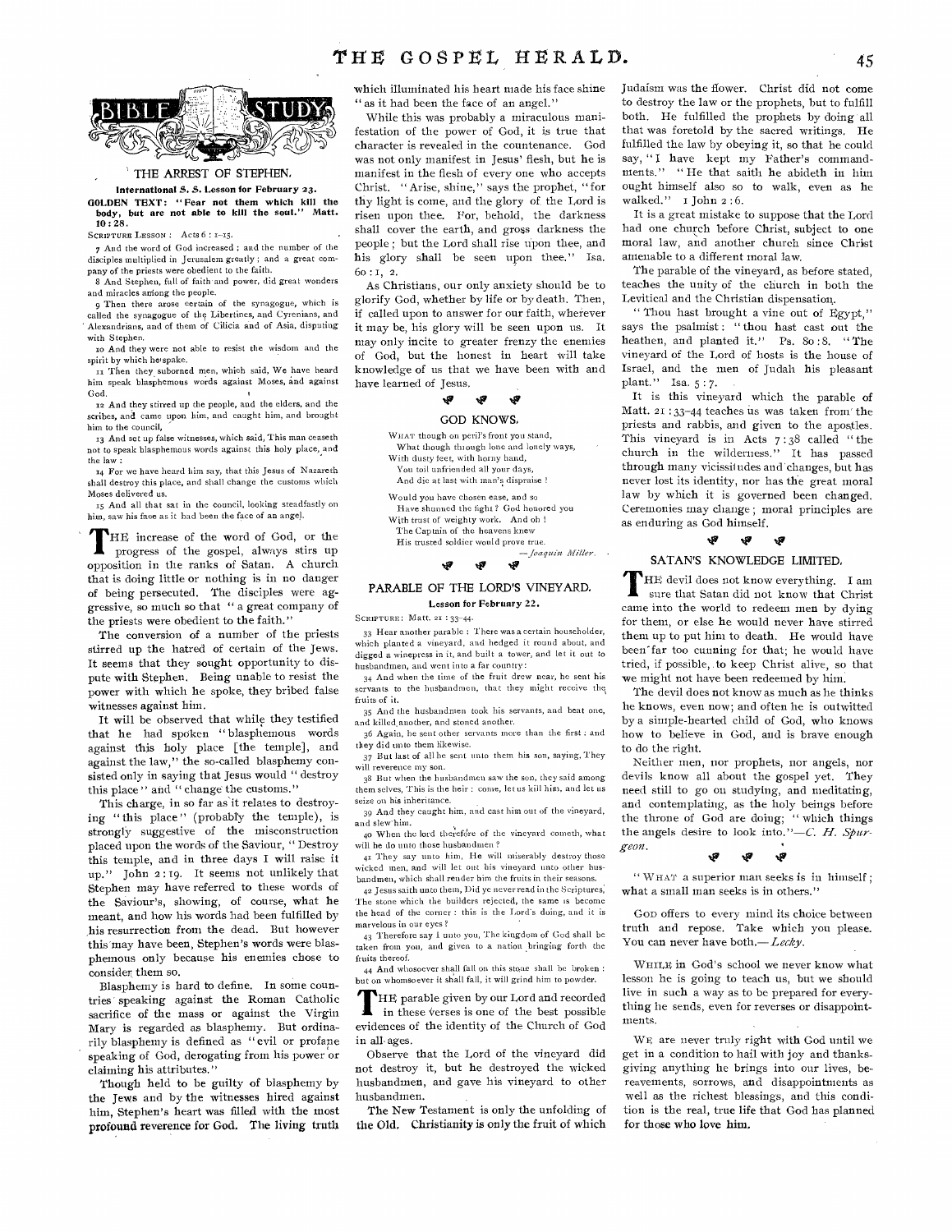## BIBLE STUDY

### THE ARREST OF STEPHEN.

**International S. S. Lesson for February 23.**

**GOLDEN TEXT: "Fear not them which kill the body, but are not able to kill the soul." Matt. 10:28.**

SCRIPTURE LESSON: Acts 6:1-15.

7 And the word of God increased; and the number of the disciples multiplied in Jerusalem greatly; and a great company of the priests were obedient to the faith.

8 And Stephen, full of faith and power, did great wonders and miracles among the people.

9 Then there arose certain of the synagogue, which is called the synagogue of the Libertines, and Cyrenians, and Alexandrians, and of them of Cilicia and of Asia, disputing with Stephen.

10 And they were not able to resist the wisdom and the spirit by which he spake.

11 Then they suborned men, which said, We have heard him speak blasphemous words against Moses, and against God.

12 And they stirred up the people, and the elders, and the scribes, and came upon him, and caught him, and brought him to the council,

13 And set up false witnesses, which said, This man ceaseth not to speak blasphemous words against this holy place, and the law:

14 For we have heard him say, that this Jesus of Nazareth shall destroy this place, and shall change the customs which Moses delivered us.

15 And all that sat in the council, looking steadfastly on him, saw his face as it had been the face of an angel.

THE increase of the word of God, or the progress of the gospel, always stirs up opposition in the ranks of Satan. A church that is doing little or nothing is in no danger of being persecuted. The disciples were aggressive, so much so that "a great company of the priests were obedient to the faith."

The conversion of a number of the priests stirred up the hatred of certain of the Jews. It seems that they sought opportunity to dispute with Stephen. Being unable to resist the power with which he spoke, they bribed false witnesses against him.

It will be observed that while they testified that he had spoken "blasphemous words against this holy place [the temple], and against the law," the so-called blasphemy consisted only in saying that Jesus would "destroy this place" and "change the customs."

This charge, in so far as it relates to destroying "this place" (probably the temple), is strongly suggestive of the misconstruction placed upon the words of the Saviour, "Destroy this temple, and in three days I will raise it up." John 2:19. It seems not unlikely that Stephen may have referred to these words of the Saviour's, showing, of course, what he meant, and how his words had been fulfilled by his resurrection from the dead. But however this may have been, Stephen's words were blasphemous only because his enemies chose to consider them so.

Blasphemy is hard to define. In some countries speaking against the Roman Catholic sacrifice of the mass or against the Virgin Mary is regarded as blasphemy. But ordinarily blasphemy is defined as "evil or profane speaking of God, derogating from his power or claiming his attributes."

Though held to be guilty of blasphemy by the Jews and by the witnesses hired against him, Stephen's heart was filled with the most profound reverence for God. The living truth which illuminated his heart made his face shine "as it had been the face of an angel."

While this was probably a miraculous manifestation of the power of God, it is true that character is revealed in the countenance. God was not only manifest in Jesus' flesh, but he is manifest in the flesh of every one who accepts Christ. "Arise, shine," says the prophet, "for thy light is come, and the glory of the Lord is risen upon thee. For, behold, the darkness shall cover the earth, and gross darkness the people; but the Lord shall rise upon thee, and his glory shall be seen upon thee." Isa. 60:1, 2.

As Christians, our only anxiety should be to glorify God, whether by life or by death. Then, if called upon to answer for our faith, wherever it may be, his glory will be seen upon us. It may only incite to greater frenzy the enemies of God, but the honest in heart will take knowledge of us that we have been with and have learned of Jesus.

### GOD KNOWS.

WHAT though on peril's front you stand,  
What though through lone and lonely ways,  
With dusty feet, with horny hand,  
You toil unfriended all your days,  
And die at last with man's dispraise!

Would you have chosen ease, and so  
Have shunned the fight? God honored you  
With trust of weighty work. And oh!  
The Captain of the heavens knew  
His trusted soldier would prove true.

—*Joaquin Miller.*

### PARABLE OF THE LORD'S VINEYARD.

**Lesson for February 22.**

SCRIPTURE: Matt. 21:33-44.

33 Hear another parable: There was a certain householder, which planted a vineyard, and hedged it round about, and digged a winepress in it, and built a tower, and let it out to husbandmen, and went into a far country:

34 And when the time of the fruit drew near, he sent his servants to the husbandmen, that they might receive the fruits of it.

35 And the husbandmen took his servants, and beat one, and killed another, and stoned another.

36 Again, he sent other servants more than the first: and they did unto them likewise.

37 But last of all he sent unto them his son, saying, They will reverence my son.

38 But when the husbandmen saw the son, they said among them selves, This is the heir: come, let us kill him, and let us seize on his inheritance.

39 And they caught him, and cast him out of the vineyard, and slew him.

40 When the lord therefore of the vineyard cometh, what will he do unto those husbandmen?

41 They say unto him, He will miserably destroy those wicked men, and will let out his vineyard unto other husbandmen, which shall render him the fruits in their seasons.

42 Jesus saith unto them, Did ye never read in the Scriptures, The stone which the builders rejected, the same is become the head of the corner: this is the Lord's doing, and it is marvelous in our eyes?

43 Therefore say I unto you, The kingdom of God shall be taken from you, and given to a nation bringing forth the fruits thereof.

44 And whosoever shall fall on this stone shall be broken: but on whomsoever it shall fall, it will grind him to powder.

THE parable given by our Lord and recorded in these verses is one of the best possible evidences of the identity of the Church of God in all ages.

Observe that the Lord of the vineyard did not destroy it, but he destroyed the wicked husbandmen, and gave his vineyard to other husbandmen.

The New Testament is only the unfolding of the Old. Christianity is only the fruit of which Judaism was the flower. Christ did not come to destroy the law or the prophets, but to fulfill both. He fulfilled the prophets by doing all that was foretold by the sacred writings. He fulfilled the law by obeying it, so that he could say, "I have kept my Father's commandments." "He that saith he abideth in him ought himself also so to walk, even as he walked." 1 John 2:6.

It is a great mistake to suppose that the Lord had one church before Christ, subject to one moral law, and another church since Christ amenable to a different moral law.

The parable of the vineyard, as before stated, teaches the unity of the church in both the Levitical and the Christian dispensation.

"Thou hast brought a vine out of Egypt," says the psalmist: "thou hast cast out the heathen, and planted it." Ps. 80:8. "The vineyard of the Lord of hosts is the house of Israel, and the men of Judah his pleasant plant." Isa. 5:7.

It is this vineyard which the parable of Matt. 21:33-44 teaches us was taken from the priests and rabbis, and given to the apostles. This vineyard is in Acts 7:38 called "the church in the wilderness." It has passed through many vicissitudes and changes, but has never lost its identity, nor has the great moral law by which it is governed been changed. Ceremonies may change; moral principles are as enduring as God himself.

### SATAN'S KNOWLEDGE LIMITED.

THE devil does not know everything. I am sure that Satan did not know that Christ came into the world to redeem men by dying for them, or else he would never have stirred them up to put him to death. He would have been far too cunning for that; he would have tried, if possible, to keep Christ alive, so that we might not have been redeemed by him.

The devil does not know as much as he thinks he knows, even now; and often he is outwitted by a simple-hearted child of God, who knows how to believe in God, and is brave enough to do the right.

Neither men, nor prophets, nor angels, nor devils know all about the gospel yet. They need still to go on studying, and meditating, and contemplating, as the holy beings before the throne of God are doing; "which things the angels desire to look into."—*C. H. Spurgeon.*

"WHAT a superior man seeks is in himself; what a small man seeks is in others."

GOD offers to every mind its choice between truth and repose. Take which you please. You can never have both.—*Lecky.*

WHILE in God's school we never know what lesson he is going to teach us, but we should live in such a way as to be prepared for everything he sends, even for reverses or disappointments.

WE are never truly right with God until we get in a condition to hail with joy and thanksgiving anything he brings into our lives, bereavements, sorrows, and disappointments as well as the richest blessings, and this condition is the real, true life that God has planned for those who love him.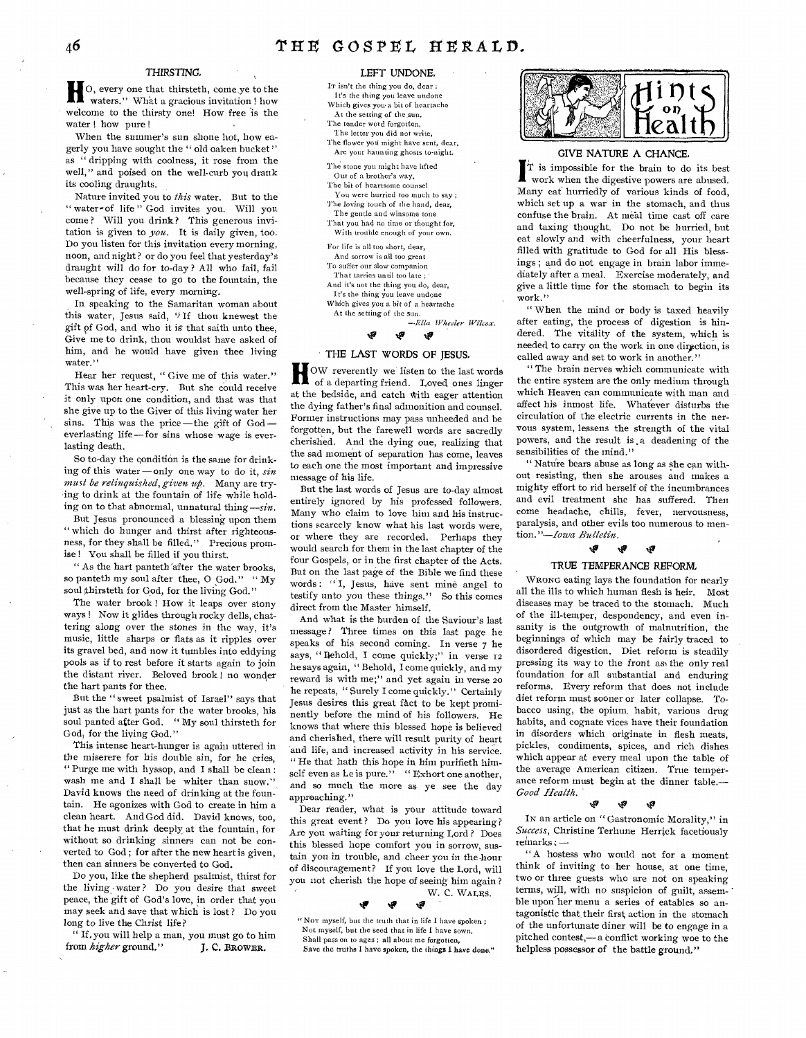## THIRSTING.

HO, every one that thirsteth, come ye to the waters." What a gracious invitation! how welcome to the thirsty one! How free is the water! how pure!

When the summer's sun shone hot, how eagerly you have sought the "old oaken bucket" as "dripping with coolness, it rose from the well," and poised on the well-curb you drank its cooling draughts.

Nature invited you to *this* water. But to the "water of life" God invites you. Will you come? Will you drink? This generous invitation is given to *you*. It is daily given, too. Do you listen for this invitation every morning, noon, and night? or do you feel that yesterday's draught will do for to-day? All who fail, fail because they cease to go to the fountain, the well-spring of life, every morning.

In speaking to the Samaritan woman about this water, Jesus said, "If thou knewest the gift of God, and who it is that saith unto thee, Give me to drink, thou wouldst have asked of him, and he would have given thee living water."

Hear her request, "Give me of this water." This was her heart-cry. But she could receive it only upon one condition, and that was that she give up to the Giver of this living water her sins. This was the price — the gift of God — everlasting life — for sins whose wage is everlasting death.

So to-day the condition is the same for drinking of this water — only one way to do it, *sin must be relinquished, given up*. Many are trying to drink at the fountain of life while holding on to that abnormal, unnatural thing — *sin*.

But Jesus pronounced a blessing upon them "which do hunger and thirst after righteousness, for they shall be filled." Precious promise! You shall be filled if you thirst.

"As the hart panteth after the water brooks, so panteth my soul after thee, O God." "My soul thirsteth for God, for the living God."

The water brook! How it leaps over stony ways! Now it glides through rocky dells, chattering along over the stones in the way, it's music, little sharps or flats as it ripples over its gravel bed, and now it tumbles into eddying pools as if to rest before it starts again to join the distant river. Beloved brook! no wonder the hart pants for thee.

But the "sweet psalmist of Israel" says that just as the hart pants for the water brooks, his soul panted after God. "My soul thirsteth for God, for the living God."

This intense heart-hunger is again uttered in the miserere for his double sin, for he cries, "Purge me with hyssop, and I shall be clean: wash me and I shall be whiter than snow." David knows the need of drinking at the fountain. He agonizes with God to create in him a clean heart. And God did. David knows, too, that he must drink deeply at the fountain, for without so drinking sinners can not be converted to God; for after the new heart is given, then can sinners be converted to God.

Do you, like the shepherd psalmist, thirst for the living water? Do you desire that sweet peace, the gift of God's love, in order that you may seek and save that which is lost? Do you long to live the Christ life?

"If you will help a man, you must go to him from *higher* ground." J. C. BROWER.

## LEFT UNDONE.

It isn't the thing you do, dear;
It's the thing you leave undone
Which gives you a bit of heartache
At the setting of the sun.
The tender word forgotten,
The letter you did not write,
The flower you might have sent, dear,
Are your haunting ghosts to-night.

The stone you might have lifted
Out of a brother's way,
The bit of heartsome counsel
You were hurried too much to say;
The loving touch of the hand, dear,
The gentle and winsome tone
That you had no time or thought for,
With trouble enough of your own.

For life is all too short, dear,
And sorrow is all too great
To suffer our slow compassion
That tarries until too late;
And it's not the thing you do, dear,
It's the thing you leave undone
Which gives you a bit of a heartache
At the setting of the sun.

—*Ella Wheeler Wilcox.*

## THE LAST WORDS OF JESUS.

HOW reverently we listen to the last words of a departing friend. Loved ones linger at the bedside, and catch with eager attention the dying father's final admonition and counsel. Former instructions may pass unheeded and be forgotten, but the farewell words are sacredly cherished. And the dying one, realizing that the sad moment of separation has come, leaves to each one the most important and impressive message of his life.

But the last words of Jesus are to-day almost entirely ignored by his professed followers. Many who claim to love him and his instructions scarcely know what his last words were, or where they are recorded. Perhaps they would search for them in the last chapter of the four Gospels, or in the first chapter of the Acts. But on the last page of the Bible we find these words: "I, Jesus, have sent mine angel to testify unto you these things." So this comes direct from the Master himself.

And what is the burden of the Saviour's last message? Three times on this last page he speaks of his second coming. In verse 7 he says, "Behold, I come quickly;" in verse 12 he says again, "Behold, I come quickly, and my reward is with me;" and yet again in verse 20 he repeats, "Surely I come quickly." Certainly Jesus desires this great fact to be kept prominently before the mind of his followers. He knows that where this blessed hope is believed and cherished, there will result purity of heart and life, and increased activity in his service. "He that hath this hope in him purifieth himself even as he is pure." "Exhort one another, and so much the more as ye see the day approaching."

Dear reader, what is your attitude toward this great event? Do you love his appearing? Are you waiting for your returning Lord? Does this blessed hope comfort you in sorrow, sustain you in trouble, and cheer you in the hour of discouragement? If you love the Lord, will you not cherish the hope of seeing him again?

W. C. WALES.

"NOT myself, but the truth that in life I have spoken;
Not myself, but the seed that in life I have sown,
Shall pass on to ages; all about me forgotten,
Save the truths I have spoken, the things I have done."

# Hints on Health

## GIVE NATURE A CHANCE.

IT is impossible for the brain to do its best work when the digestive powers are abused. Many eat hurriedly of various kinds of food, which set up a war in the stomach, and thus confuse the brain. At meal time cast off care and taxing thought. Do not be hurried, but eat slowly and with cheerfulness, your heart filled with gratitude to God for all His blessings; and do not engage in brain labor immediately after a meal. Exercise moderately, and give a little time for the stomach to begin its work."

"When the mind or body is taxed heavily after eating, the process of digestion is hindered. The vitality of the system, which is needed to carry on the work in one direction, is called away and set to work in another."

"The brain nerves which communicate with the entire system are the only medium through which Heaven can communicate with man and affect his inmost life. Whatever disturbs the circulation of the electric currents in the nervous system, lessens the strength of the vital powers, and the result is a deadening of the sensibilities of the mind."

"Nature bears abuse as long as she can without resisting, then she arouses and makes a mighty effort to rid herself of the incumbrances and evil treatment she has suffered. Then come headache, chills, fever, nervousness, paralysis, and other evils too numerous to mention."—*Iowa Bulletin*.

## TRUE TEMPERANCE REFORM.

WRONG eating lays the foundation for nearly all the ills to which human flesh is heir. Most diseases may be traced to the stomach. Much of the ill-temper, despondency, and even insanity is the outgrowth of malnutrition, the beginnings of which may be fairly traced to disordered digestion. Diet reform is steadily pressing its way to the front as the only real foundation for all substantial and enduring reforms. Every reform that does not include diet reform must sooner or later collapse. Tobacco using, the opium habit, various drug habits, and cognate vices have their foundation in disorders which originate in flesh meats, pickles, condiments, spices, and rich dishes which appear at every meal upon the table of the average American citizen. True temperance reform must begin at the dinner table.—*Good Health.*

IN an article on "Gastronomic Morality," in *Success*, Christine Terhune Herrick facetiously remarks: —

"A hostess who would not for a moment think of inviting to her house, at one time, two or three guests who are not on speaking terms, will, with no suspicion of guilt, assemble upon her menu a series of eatables so antagonistic that their first action in the stomach of the unfortunate diner will be to engage in a pitched contest,— a conflict working woe to the helpless possessor of the battle ground."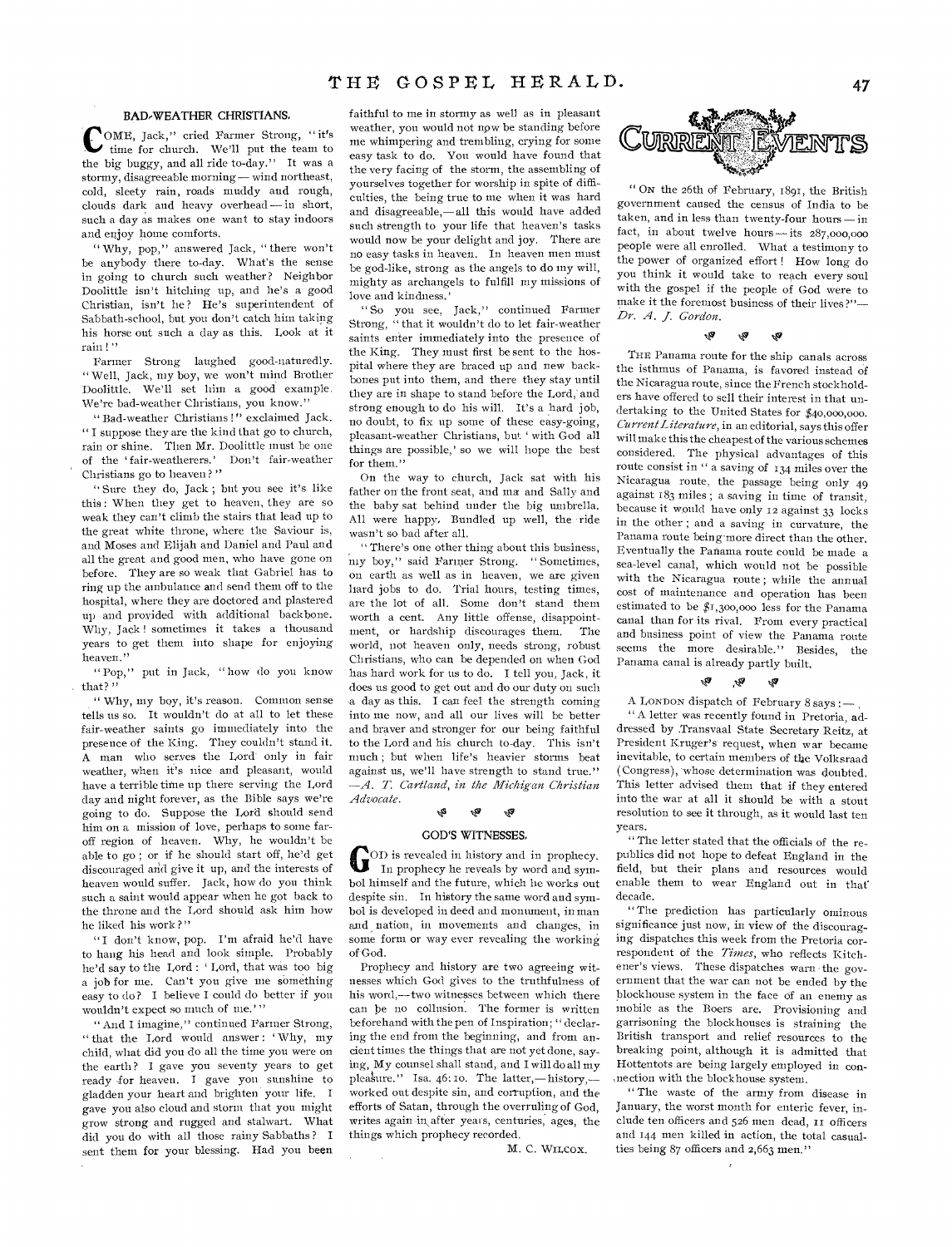## BAD-WEATHER CHRISTIANS.

"COME, Jack," cried Farmer Strong, "it's time for church. We'll put the team to the big buggy, and all ride to-day." It was a stormy, disagreeable morning — wind northeast, cold, sleety rain, roads muddy and rough, clouds dark and heavy overhead — in short, such a day as makes one want to stay indoors and enjoy home comforts.

"Why, pop," answered Jack, "there won't be anybody there to-day. What's the sense in going to church such weather? Neighbor Doolittle isn't hitching up, and he's a good Christian, isn't he? He's superintendent of Sabbath-school, but you don't catch him taking his horse out such a day as this. Look at it rain!"

Farmer Strong laughed good-naturedly. "Well, Jack, my boy, we won't mind Brother Doolittle. We'll set him a good example. We're bad-weather Christians, you know."

"Bad-weather Christians!" exclaimed Jack. "I suppose they are the kind that go to church, rain or shine. Then Mr. Doolittle must be one of the 'fair-weatherers.' Don't fair-weather Christians go to heaven?"

"Sure they do, Jack; but you see it's like this: When they get to heaven, they are so weak they can't climb the stairs that lead up to the great white throne, where the Saviour is, and Moses and Elijah and Daniel and Paul and all the great and good men, who have gone on before. They are so weak that Gabriel has to ring up the ambulance and send them off to the hospital, where they are doctored and plastered up and provided with additional backbone. Why, Jack! sometimes it takes a thousand years to get them into shape for enjoying heaven."

"Pop," put in Jack, "how do you know that?"

"Why, my boy, it's reason. Common sense tells us so. It wouldn't do at all to let these fair-weather saints go immediately into the presence of the King. They couldn't stand it. A man who serves the Lord only in fair weather, when it's nice and pleasant, would have a terrible time up there serving the Lord day and night forever, as the Bible says we're going to do. Suppose the Lord should send him on a mission of love, perhaps to some far-off region of heaven. Why, he wouldn't be able to go; or if he should start off, he'd get discouraged and give it up, and the interests of heaven would suffer. Jack, how do you think such a saint would appear when he got back to the throne and the Lord should ask him how he liked his work?"

"I don't know, pop. I'm afraid he'd have to hang his head and look simple. Probably he'd say to the Lord: 'Lord, that was too big a job for me. Can't you give me something easy to do? I believe I could do better if you wouldn't expect so much of me.'"

"And I imagine," continued Farmer Strong, "that the Lord would answer: 'Why, my child, what did you do all the time you were on the earth? I gave you seventy years to get ready for heaven. I gave you sunshine to gladden your heart and brighten your life. I gave you also cloud and storm that you might grow strong and rugged and stalwart. What did you do with all those rainy Sabbaths? I sent them for your blessing. Had you been faithful to me in stormy as well as in pleasant weather, you would not now be standing before me whimpering and trembling, crying for some easy task to do. You would have found that the very facing of the storm, the assembling of yourselves together for worship in spite of difficulties, the being true to me when it was hard and disagreeable, — all this would have added such strength to your life that heaven's tasks would now be your delight and joy. There are no easy tasks in heaven. In heaven men must be god-like, strong as the angels to do my will, mighty as archangels to fulfill my missions of love and kindness.'

"So you see, Jack," continued Farmer Strong, "that it wouldn't do to let fair-weather saints enter immediately into the presence of the King. They must first be sent to the hospital where they are braced up and new backbones put into them, and there they stay until they are in shape to stand before the Lord, and strong enough to do his will. It's a hard job, no doubt, to fix up some of these easy-going, pleasant-weather Christians, but 'with God all things are possible,' so we will hope the best for them."

On the way to church, Jack sat with his father on the front seat, and ma and Sally and the baby sat behind under the big umbrella. All were happy. Bundled up well, the ride wasn't so bad after all.

"There's one other thing about this business, my boy," said Farmer Strong. "Sometimes, on earth as well as in heaven, we are given hard jobs to do. Trial hours, testing times, are the lot of all. Some don't stand them worth a cent. Any little offense, disappointment, or hardship discourages them. The world, not heaven only, needs strong, robust Christians, who can be depended on when God has hard work for us to do. I tell you, Jack, it does us good to get out and do our duty on such a day as this. I can feel the strength coming into me now, and all our lives will be better and braver and stronger for our being faithful to the Lord and his church to-day. This isn't much; but when life's heavier storms beat against us, we'll have strength to stand true." — *A. T. Cartland, in the Michigan Christian Advocate.*

## GOD'S WITNESSES.

GOD is revealed in history and in prophecy. In prophecy he reveals by word and symbol himself and the future, which he works out despite sin. In history the same word and symbol is developed in deed and monument, in man and nation, in movements and changes, in some form or way ever revealing the working of God.

Prophecy and history are two agreeing witnesses which God gives to the truthfulness of his word, — two witnesses between which there can be no collusion. The former is written beforehand with the pen of Inspiration; "declaring the end from the beginning, and from ancient times the things that are not yet done, saying, My counsel shall stand, and I will do all my pleasure." Isa. 46:10. The latter, — history, — worked out despite sin, and corruption, and the efforts of Satan, through the overruling of God, writes again in after years, centuries, ages, the things which prophecy recorded.

M. C. WILCOX.

## CURRENT EVENTS

"ON the 26th of February, 1891, the British government caused the census of India to be taken, and in less than twenty-four hours — in fact, in about twelve hours — its 287,000,000 people were all enrolled. What a testimony to the power of organized effort! How long do you think it would take to reach every soul with the gospel if the people of God were to make it the foremost business of their lives?" — *Dr. A. J. Gordon.*

THE Panama route for the ship canals across the isthmus of Panama, is favored instead of the Nicaragua route, since the French stockholders have offered to sell their interest in that undertaking to the United States for $40,000,000. *Current Literature*, in an editorial, says this offer will make this the cheapest of the various schemes considered. The physical advantages of this route consist in "a saving of 134 miles over the Nicaragua route, the passage being only 49 against 183 miles; a saving in time of transit, because it would have only 12 against 33 locks in the other; and a saving in curvature, the Panama route being more direct than the other. Eventually the Panama route could be made a sea-level canal, which would not be possible with the Nicaragua route; while the annual cost of maintenance and operation has been estimated to be $1,300,000 less for the Panama canal than for its rival. From every practical and business point of view the Panama route seems the more desirable." Besides, the Panama canal is already partly built.

A LONDON dispatch of February 8 says: —

"A letter was recently found in Pretoria, addressed by Transvaal State Secretary Reitz, at President Kruger's request, when war became inevitable, to certain members of the Volksraad (Congress), whose determination was doubted. This letter advised them that if they entered into the war at all it should be with a stout resolution to see it through, as it would last ten years.

"The letter stated that the officials of the republics did not hope to defeat England in the field, but their plans and resources would enable them to wear England out in that decade.

"The prediction has particularly ominous significance just now, in view of the discouraging dispatches this week from the Pretoria correspondent of the *Times*, who reflects Kitchener's views. These dispatches warn the government that the war can not be ended by the blockhouse system in the face of an enemy as mobile as the Boers are. Provisioning and garrisoning the blockhouses is straining the British transport and relief resources to the breaking point, although it is admitted that Hottentots are being largely employed in connection with the blockhouse system.

"The waste of the army from disease in January, the worst month for enteric fever, include ten officers and 526 men dead, 11 officers and 144 men killed in action, the total casualties being 87 officers and 2,663 men."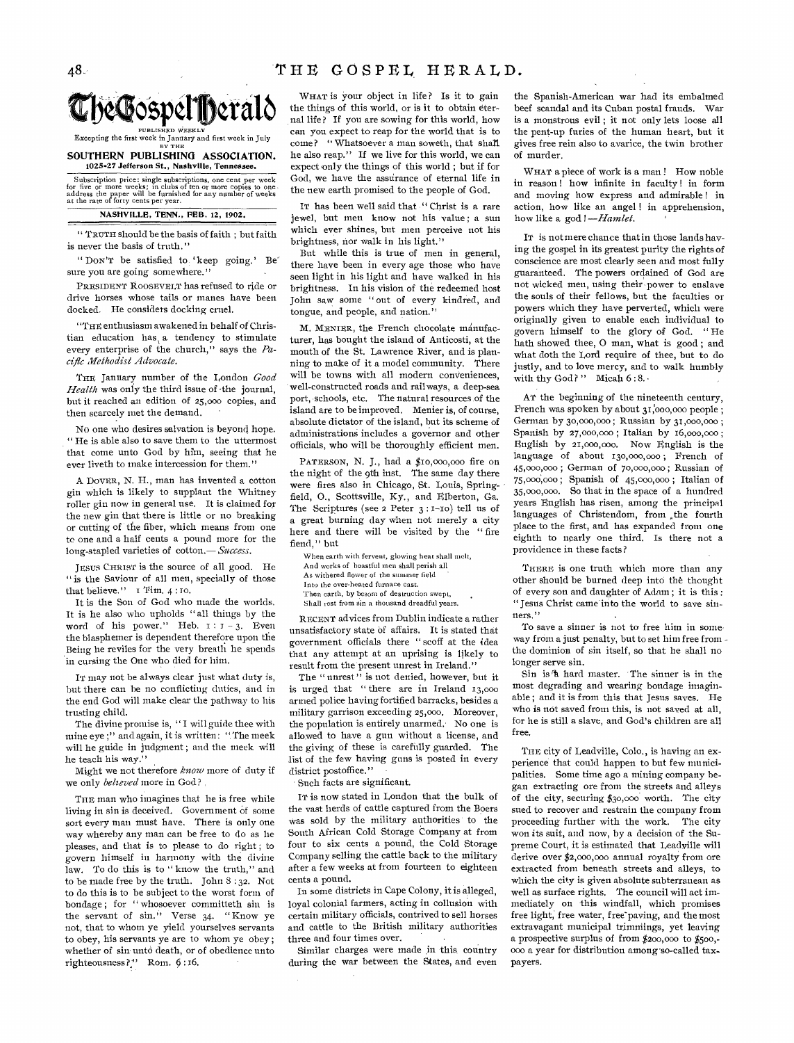# The Gospel Herald

PUBLISHED WEEKLY
Excepting the first week in January and first week in July
BY THE

**SOUTHERN PUBLISHING ASSOCIATION.**
1025-27 Jefferson St., Nashville, Tennessee.

Subscription price: single subscriptions, one cent per week for five or more weeks; in clubs of ten or more copies to one address the paper will be furnished for any number of weeks at the rate of forty cents per year.

NASHVILLE, TENN., FEB. 12, 1902.

"TRUTH should be the basis of faith; but faith is never the basis of truth."

"DON'T be satisfied to 'keep going.' Be sure you are going somewhere."

PRESIDENT ROOSEVELT has refused to ride or drive horses whose tails or manes have been docked. He considers docking cruel.

"THE enthusiasm awakened in behalf of Christian education has a tendency to stimulate every enterprise of the church," says the *Pacific Methodist Advocate*.

THE January number of the London *Good Health* was only the third issue of the journal, but it reached an edition of 25,000 copies, and then scarcely met the demand.

NO one who desires salvation is beyond hope. "He is able also to save them to the uttermost that come unto God by him, seeing that he ever liveth to make intercession for them."

A DOVER, N. H., man has invented a cotton gin which is likely to supplant the Whitney roller gin now in general use. It is claimed for the new gin that there is little or no breaking or cutting of the fiber, which means from one to one and a half cents a pound more for the long-stapled varieties of cotton.—*Success*.

JESUS CHRIST is the source of all good. He "is the Saviour of all men, specially of those that believe." 1 Tim. 4:10.

It is the Son of God who made the worlds. It is he also who upholds "all things by the word of his power." Heb. 1:1-3. Even the blasphemer is dependent therefore upon the Being he reviles for the very breath he spends in cursing the One who died for him.

IT may not be always clear just what duty is, but there can be no conflicting duties, and in the end God will make clear the pathway to his trusting child.

The divine promise is, "I will guide thee with mine eye;" and again, it is written: "The meek will he guide in judgment; and the meek will he teach his way."

Might we not therefore *know* more of duty if we only *believed* more in God?

THE man who imagines that he is free while living in sin is deceived. Government of some sort every man must have. There is only one way whereby any man can be free to do as he pleases, and that is to please to do right; to govern himself in harmony with the divine law. To do this is to "know the truth," and to be made free by the truth. John 8:32. Not to do this is to be subject to the worst form of bondage; for "whosoever committeth sin is the servant of sin." Verse 34. "Know ye not, that to whom ye yield yourselves servants to obey, his servants ye are to whom ye obey; whether of sin unto death, or of obedience unto righteousness?" Rom. 6:16.

WHAT is your object in life? Is it to gain the things of this world, or is it to obtain eternal life? If you are sowing for this world, how can you expect to reap for the world that is to come? "Whatsoever a man soweth, that shall he also reap." If we live for this world, we can expect only the things of this world; but if for God, we have the assurance of eternal life in the new earth promised to the people of God.

IT has been well said that "Christ is a rare jewel, but men know not his value; a sun which ever shines, but men perceive not his brightness, nor walk in his light."

But while this is true of men in general, there have been in every age those who have seen light in his light and have walked in his brightness. In his vision of the redeemed host John saw some "out of every kindred, and tongue, and people, and nation."

M. MENIER, the French chocolate manufacturer, has bought the island of Anticosti, at the mouth of the St. Lawrence River, and is planning to make of it a model community. There will be towns with all modern conveniences, well-constructed roads and railways, a deep-sea port, schools, etc. The natural resources of the island are to be improved. Menier is, of course, absolute dictator of the island, but its scheme of administrations includes a governor and other officials, who will be thoroughly efficient men.

PATERSON, N. J., had a $10,000,000 fire on the night of the 9th inst. The same day there were fires also in Chicago, St. Louis, Springfield, O., Scottsville, Ky., and Elberton, Ga. The Scriptures (see 2 Peter 3:1-10) tell us of a great burning day when not merely a city here and there will be visited by the "fire fiend," but

When earth with fervent, glowing heat shall melt,
And works of boastful men shall perish all
As withered flower of the summer field
Into the over-heated furnace cast.
Then earth, by besom of destruction swept,
Shall rest from sin a thousand dreadful years.

RECENT advices from Dublin indicate a rather unsatisfactory state of affairs. It is stated that government officials there "scoff at the idea that any attempt at an uprising is likely to result from the present unrest in Ireland."

The "unrest" is not denied, however, but it is urged that "there are in Ireland 13,000 armed police having fortified barracks, besides a military garrison exceeding 25,000. Moreover, the population is entirely unarmed. No one is allowed to have a gun without a license, and the giving of these is carefully guarded. The list of the few having guns is posted in every district postoffice."

Such facts are significant.

IT is now stated in London that the bulk of the vast herds of cattle captured from the Boers was sold by the military authorities to the South African Cold Storage Company at from four to six cents a pound, the Cold Storage Company selling the cattle back to the military after a few weeks at from fourteen to eighteen cents a pound.

In some districts in Cape Colony, it is alleged, loyal colonial farmers, acting in collusion with certain military officials, contrived to sell horses and cattle to the British military authorities three and four times over.

Similar charges were made in this country during the war between the States, and even the Spanish-American war had its embalmed beef scandal and its Cuban postal frauds. War is a monstrous evil; it not only lets loose all the pent-up furies of the human heart, but it gives free rein also to avarice, the twin brother of murder.

WHAT a piece of work is a man! How noble in reason! how infinite in faculty! in form and moving how express and admirable! in action, how like an angel! in apprehension, how like a god!—*Hamlet*.

IT is not mere chance that in those lands having the gospel in its greatest purity the rights of conscience are most clearly seen and most fully guaranteed. The powers ordained of God are not wicked men, using their power to enslave the souls of their fellows, but the faculties or powers which they have perverted, which were originally given to enable each individual to govern himself to the glory of God. "He hath showed thee, O man, what is good; and what doth the Lord require of thee, but to do justly, and to love mercy, and to walk humbly with thy God?" Micah 6:8.

AT the beginning of the nineteenth century, French was spoken by about 31,000,000 people; German by 30,000,000; Russian by 31,000,000; Spanish by 27,000,000; Italian by 16,000,000; English by 21,000,000. Now English is the language of about 130,000,000; French of 45,000,000; German of 70,000,000; Russian of 75,000,000; Spanish of 45,000,000; Italian of 35,000,000. So that in the space of a hundred years English has risen, among the principal languages of Christendom, from the fourth place to the first, and has expanded from one eighth to nearly one third. Is there not a providence in these facts?

THERE is one truth which more than any other should be burned deep into the thought of every son and daughter of Adam; it is this: "Jesus Christ came into the world to save sinners."

To save a sinner is not to free him in some way from a just penalty, but to set him free from the dominion of sin itself, so that he shall no longer serve sin.

Sin is a hard master. The sinner is in the most degrading and wearing bondage imaginable; and it is from this that Jesus saves. He who is not saved from this, is not saved at all, for he is still a slave, and God's children are all free.

THE city of Leadville, Colo., is having an experience that could happen to but few municipalities. Some time ago a mining company began extracting ore from the streets and alleys of the city, securing $30,000 worth. The city sued to recover and restrain the company from proceeding further with the work. The city won its suit, and now, by a decision of the Supreme Court, it is estimated that Leadville will derive over $2,000,000 annual royalty from ore extracted from beneath streets and alleys, to which the city is given absolute subterranean as well as surface rights. The council will act immediately on this windfall, which promises free light, free water, free paving, and the most extravagant municipal trimmings, yet leaving a prospective surplus of from $200,000 to $500,000 a year for distribution among so-called taxpayers.